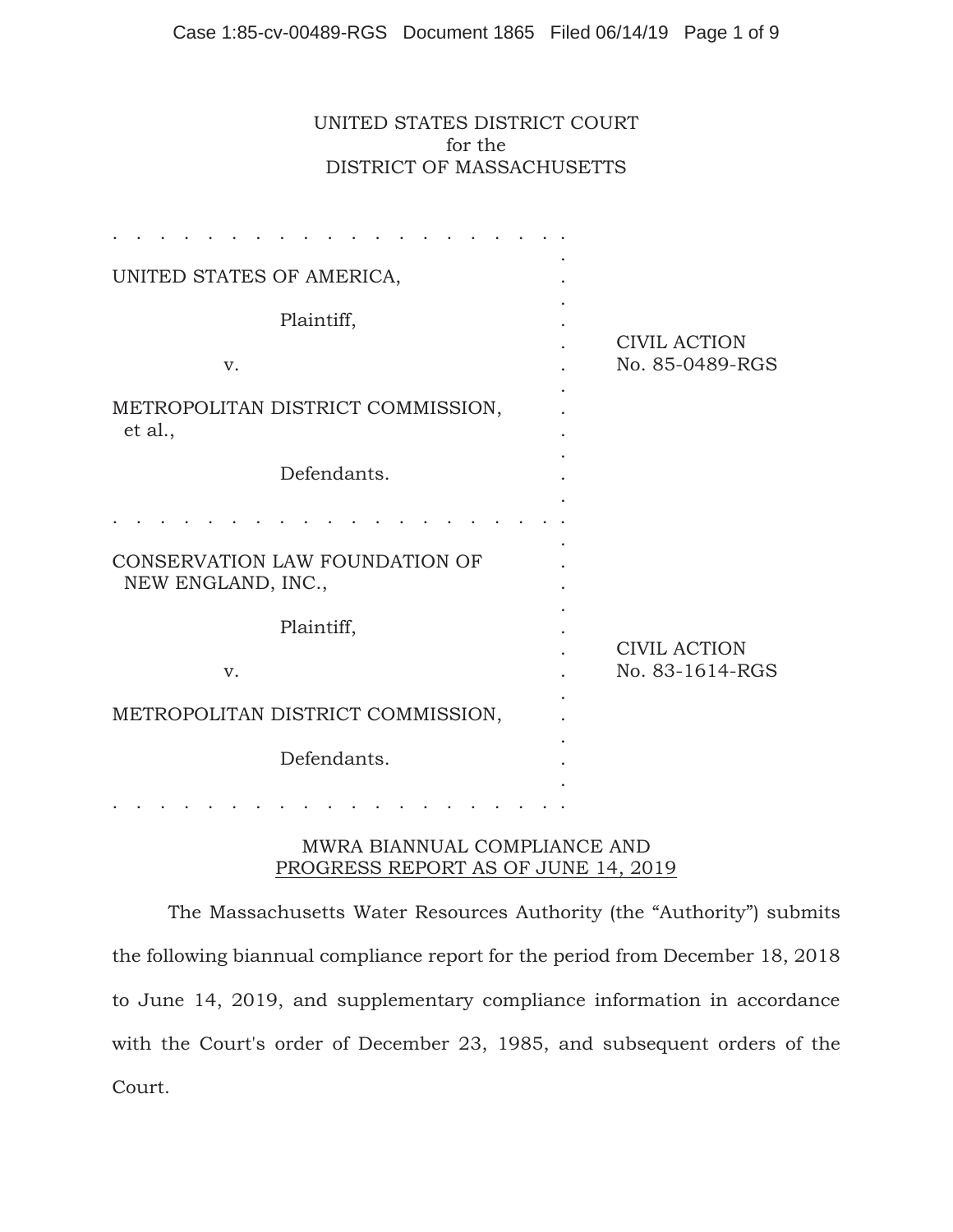UNITED STATES DISTRICT COURT
for the
DISTRICT OF MASSACHUSETTS

| | |
|---|---|
| UNITED STATES OF AMERICA,<br><br>Plaintiff,<br><br>v.<br><br>METROPOLITAN DISTRICT COMMISSION, et al.,<br><br>Defendants. | CIVIL ACTION<br>No. 85-0489-RGS |
| CONSERVATION LAW FOUNDATION OF NEW ENGLAND, INC.,<br><br>Plaintiff,<br><br>v.<br><br>METROPOLITAN DISTRICT COMMISSION,<br><br>Defendants. | CIVIL ACTION<br>No. 83-1614-RGS |

## MWRA BIANNUAL COMPLIANCE AND PROGRESS REPORT AS OF JUNE 14, 2019

The Massachusetts Water Resources Authority (the "Authority") submits the following biannual compliance report for the period from December 18, 2018 to June 14, 2019, and supplementary compliance information in accordance with the Court's order of December 23, 1985, and subsequent orders of the Court.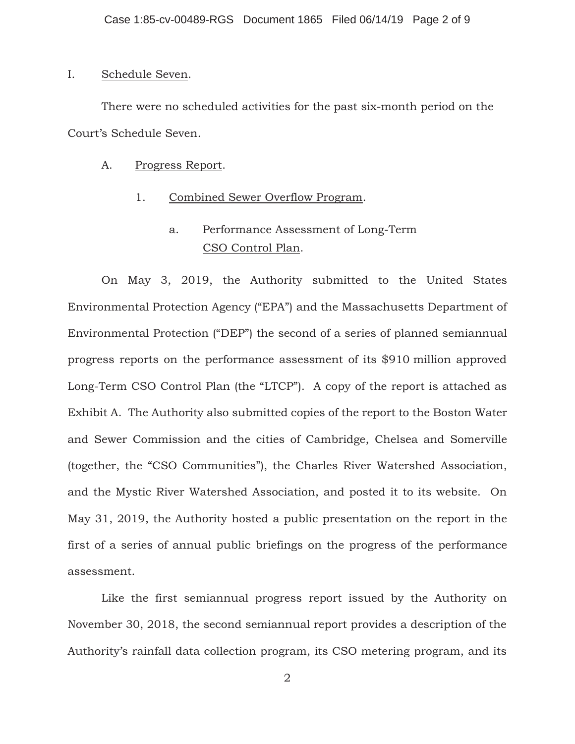I. <u>Schedule Seven</u>.

There were no scheduled activities for the past six-month period on the Court's Schedule Seven.

A. <u>Progress Report</u>.

1. <u>Combined Sewer Overflow Program</u>.

a. Performance Assessment of Long-Term <u>CSO Control Plan</u>.

On May 3, 2019, the Authority submitted to the United States Environmental Protection Agency ("EPA") and the Massachusetts Department of Environmental Protection ("DEP") the second of a series of planned semiannual progress reports on the performance assessment of its $910 million approved Long-Term CSO Control Plan (the "LTCP"). A copy of the report is attached as Exhibit A. The Authority also submitted copies of the report to the Boston Water and Sewer Commission and the cities of Cambridge, Chelsea and Somerville (together, the "CSO Communities"), the Charles River Watershed Association, and the Mystic River Watershed Association, and posted it to its website. On May 31, 2019, the Authority hosted a public presentation on the report in the first of a series of annual public briefings on the progress of the performance assessment.

Like the first semiannual progress report issued by the Authority on November 30, 2018, the second semiannual report provides a description of the Authority's rainfall data collection program, its CSO metering program, and its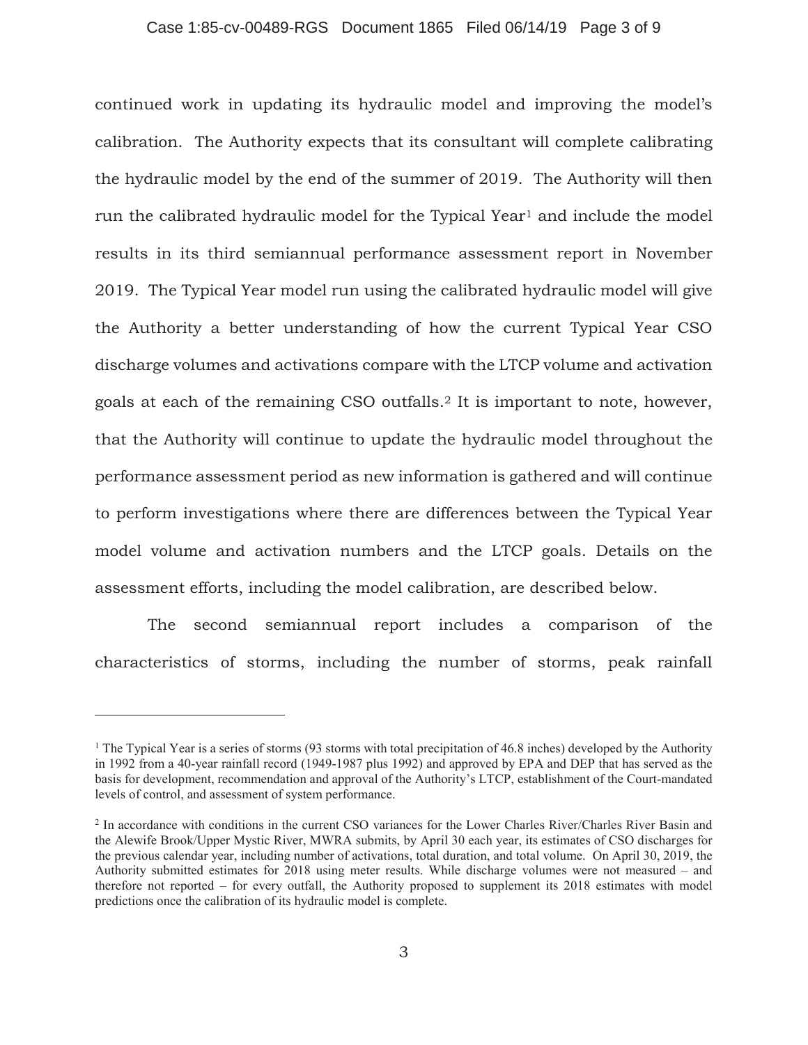continued work in updating its hydraulic model and improving the model's calibration. The Authority expects that its consultant will complete calibrating the hydraulic model by the end of the summer of 2019. The Authority will then run the calibrated hydraulic model for the Typical Year[1] and include the model results in its third semiannual performance assessment report in November 2019. The Typical Year model run using the calibrated hydraulic model will give the Authority a better understanding of how the current Typical Year CSO discharge volumes and activations compare with the LTCP volume and activation goals at each of the remaining CSO outfalls.[2] It is important to note, however, that the Authority will continue to update the hydraulic model throughout the performance assessment period as new information is gathered and will continue to perform investigations where there are differences between the Typical Year model volume and activation numbers and the LTCP goals. Details on the assessment efforts, including the model calibration, are described below.

The second semiannual report includes a comparison of the characteristics of storms, including the number of storms, peak rainfall

---

[1] The Typical Year is a series of storms (93 storms with total precipitation of 46.8 inches) developed by the Authority in 1992 from a 40-year rainfall record (1949-1987 plus 1992) and approved by EPA and DEP that has served as the basis for development, recommendation and approval of the Authority's LTCP, establishment of the Court-mandated levels of control, and assessment of system performance.

[2] In accordance with conditions in the current CSO variances for the Lower Charles River/Charles River Basin and the Alewife Brook/Upper Mystic River, MWRA submits, by April 30 each year, its estimates of CSO discharges for the previous calendar year, including number of activations, total duration, and total volume. On April 30, 2019, the Authority submitted estimates for 2018 using meter results. While discharge volumes were not measured – and therefore not reported – for every outfall, the Authority proposed to supplement its 2018 estimates with model predictions once the calibration of its hydraulic model is complete.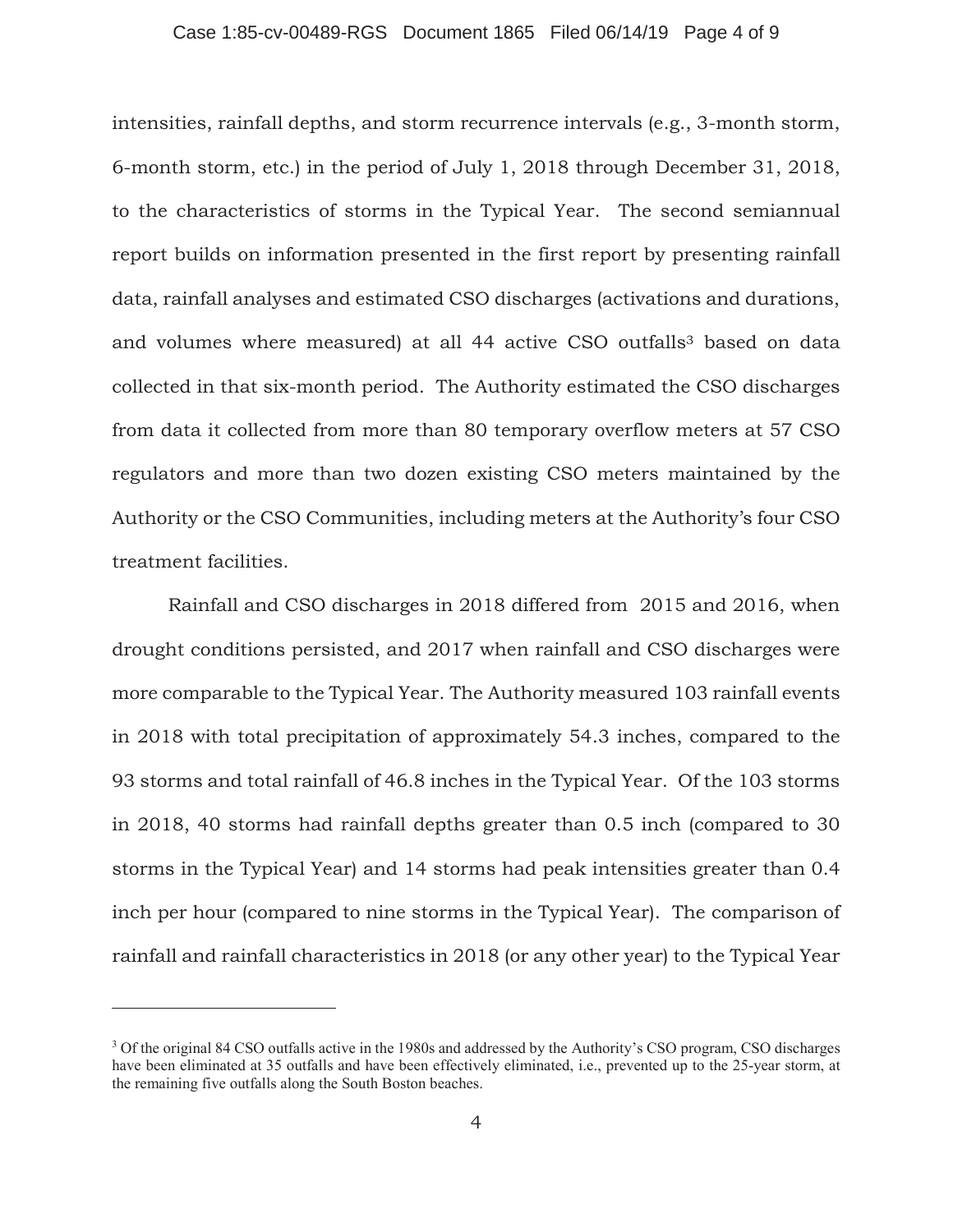intensities, rainfall depths, and storm recurrence intervals (e.g., 3-month storm, 6-month storm, etc.) in the period of July 1, 2018 through December 31, 2018, to the characteristics of storms in the Typical Year. The second semiannual report builds on information presented in the first report by presenting rainfall data, rainfall analyses and estimated CSO discharges (activations and durations, and volumes where measured) at all 44 active CSO outfalls[3] based on data collected in that six-month period. The Authority estimated the CSO discharges from data it collected from more than 80 temporary overflow meters at 57 CSO regulators and more than two dozen existing CSO meters maintained by the Authority or the CSO Communities, including meters at the Authority's four CSO treatment facilities.

Rainfall and CSO discharges in 2018 differed from 2015 and 2016, when drought conditions persisted, and 2017 when rainfall and CSO discharges were more comparable to the Typical Year. The Authority measured 103 rainfall events in 2018 with total precipitation of approximately 54.3 inches, compared to the 93 storms and total rainfall of 46.8 inches in the Typical Year. Of the 103 storms in 2018, 40 storms had rainfall depths greater than 0.5 inch (compared to 30 storms in the Typical Year) and 14 storms had peak intensities greater than 0.4 inch per hour (compared to nine storms in the Typical Year). The comparison of rainfall and rainfall characteristics in 2018 (or any other year) to the Typical Year

---

[3] Of the original 84 CSO outfalls active in the 1980s and addressed by the Authority's CSO program, CSO discharges have been eliminated at 35 outfalls and have been effectively eliminated, i.e., prevented up to the 25-year storm, at the remaining five outfalls along the South Boston beaches.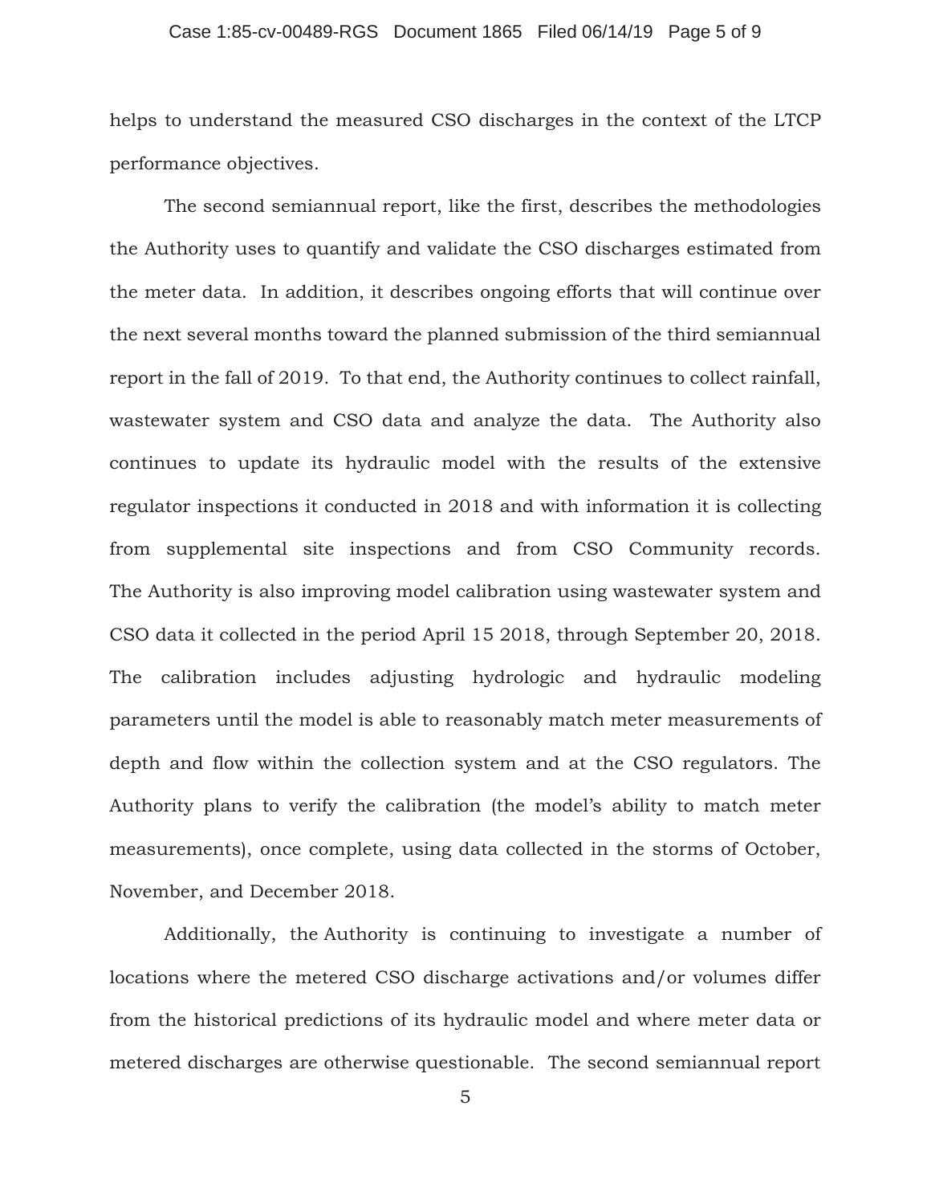helps to understand the measured CSO discharges in the context of the LTCP performance objectives.

The second semiannual report, like the first, describes the methodologies the Authority uses to quantify and validate the CSO discharges estimated from the meter data. In addition, it describes ongoing efforts that will continue over the next several months toward the planned submission of the third semiannual report in the fall of 2019. To that end, the Authority continues to collect rainfall, wastewater system and CSO data and analyze the data. The Authority also continues to update its hydraulic model with the results of the extensive regulator inspections it conducted in 2018 and with information it is collecting from supplemental site inspections and from CSO Community records. The Authority is also improving model calibration using wastewater system and CSO data it collected in the period April 15 2018, through September 20, 2018. The calibration includes adjusting hydrologic and hydraulic modeling parameters until the model is able to reasonably match meter measurements of depth and flow within the collection system and at the CSO regulators. The Authority plans to verify the calibration (the model's ability to match meter measurements), once complete, using data collected in the storms of October, November, and December 2018.

Additionally, the Authority is continuing to investigate a number of locations where the metered CSO discharge activations and/or volumes differ from the historical predictions of its hydraulic model and where meter data or metered discharges are otherwise questionable. The second semiannual report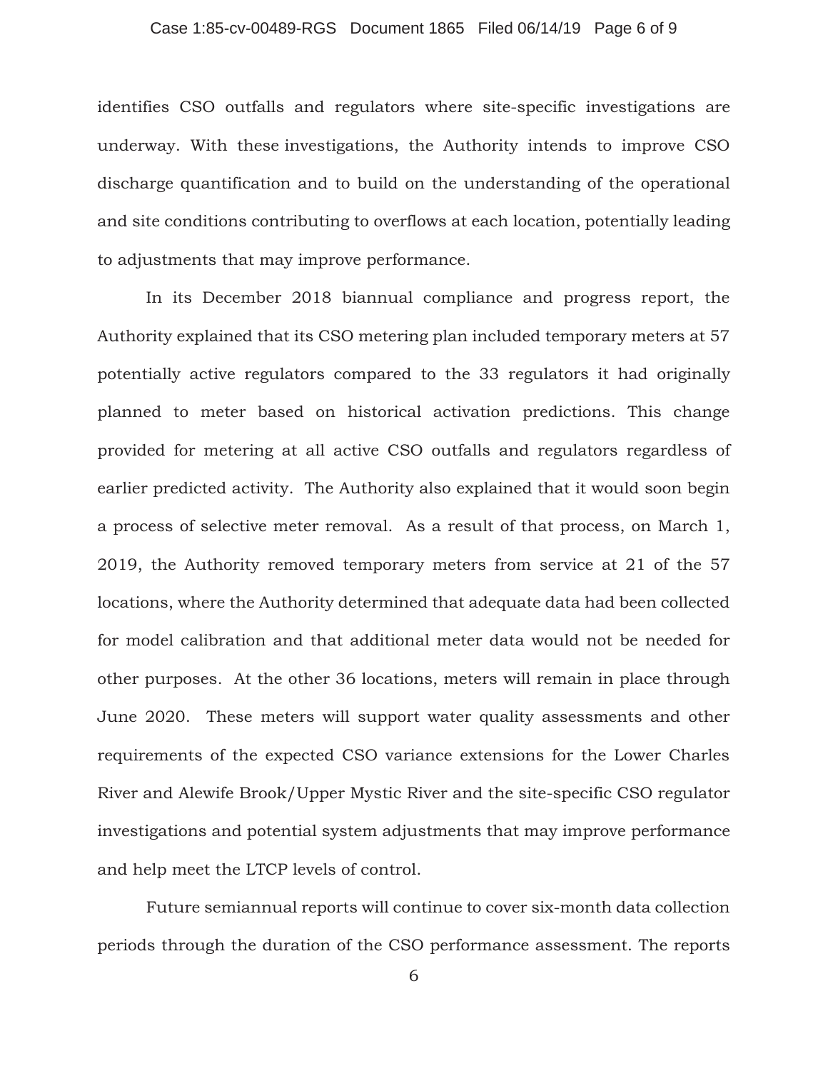identifies CSO outfalls and regulators where site-specific investigations are underway. With these investigations, the Authority intends to improve CSO discharge quantification and to build on the understanding of the operational and site conditions contributing to overflows at each location, potentially leading to adjustments that may improve performance.

In its December 2018 biannual compliance and progress report, the Authority explained that its CSO metering plan included temporary meters at 57 potentially active regulators compared to the 33 regulators it had originally planned to meter based on historical activation predictions. This change provided for metering at all active CSO outfalls and regulators regardless of earlier predicted activity. The Authority also explained that it would soon begin a process of selective meter removal. As a result of that process, on March 1, 2019, the Authority removed temporary meters from service at 21 of the 57 locations, where the Authority determined that adequate data had been collected for model calibration and that additional meter data would not be needed for other purposes. At the other 36 locations, meters will remain in place through June 2020. These meters will support water quality assessments and other requirements of the expected CSO variance extensions for the Lower Charles River and Alewife Brook/Upper Mystic River and the site-specific CSO regulator investigations and potential system adjustments that may improve performance and help meet the LTCP levels of control.

Future semiannual reports will continue to cover six-month data collection periods through the duration of the CSO performance assessment. The reports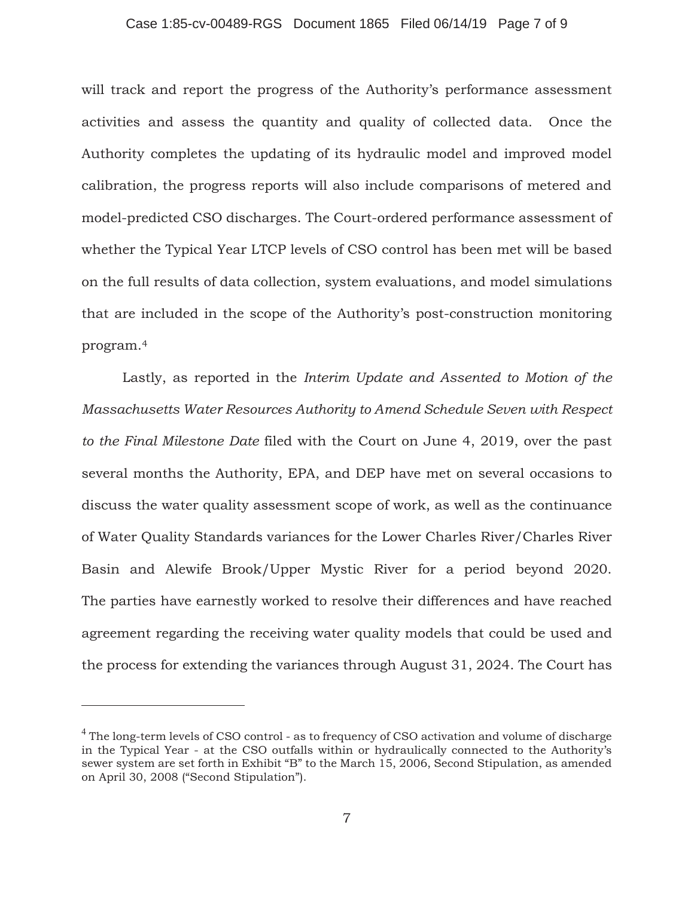will track and report the progress of the Authority's performance assessment activities and assess the quantity and quality of collected data. Once the Authority completes the updating of its hydraulic model and improved model calibration, the progress reports will also include comparisons of metered and model-predicted CSO discharges. The Court-ordered performance assessment of whether the Typical Year LTCP levels of CSO control has been met will be based on the full results of data collection, system evaluations, and model simulations that are included in the scope of the Authority's post-construction monitoring program.[4]

Lastly, as reported in the *Interim Update and Assented to Motion of the Massachusetts Water Resources Authority to Amend Schedule Seven with Respect to the Final Milestone Date* filed with the Court on June 4, 2019, over the past several months the Authority, EPA, and DEP have met on several occasions to discuss the water quality assessment scope of work, as well as the continuance of Water Quality Standards variances for the Lower Charles River/Charles River Basin and Alewife Brook/Upper Mystic River for a period beyond 2020. The parties have earnestly worked to resolve their differences and have reached agreement regarding the receiving water quality models that could be used and the process for extending the variances through August 31, 2024. The Court has

---

[4] The long-term levels of CSO control - as to frequency of CSO activation and volume of discharge in the Typical Year - at the CSO outfalls within or hydraulically connected to the Authority's sewer system are set forth in Exhibit "B" to the March 15, 2006, Second Stipulation, as amended on April 30, 2008 ("Second Stipulation").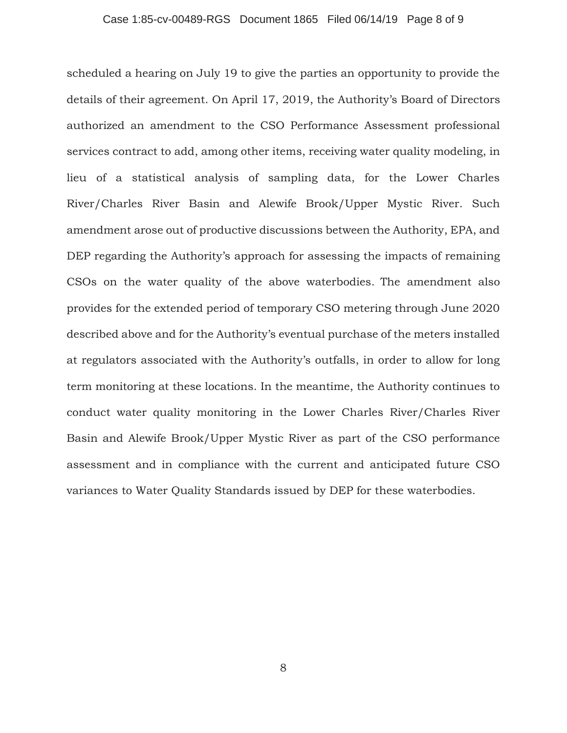scheduled a hearing on July 19 to give the parties an opportunity to provide the details of their agreement. On April 17, 2019, the Authority's Board of Directors authorized an amendment to the CSO Performance Assessment professional services contract to add, among other items, receiving water quality modeling, in lieu of a statistical analysis of sampling data, for the Lower Charles River/Charles River Basin and Alewife Brook/Upper Mystic River. Such amendment arose out of productive discussions between the Authority, EPA, and DEP regarding the Authority's approach for assessing the impacts of remaining CSOs on the water quality of the above waterbodies. The amendment also provides for the extended period of temporary CSO metering through June 2020 described above and for the Authority's eventual purchase of the meters installed at regulators associated with the Authority's outfalls, in order to allow for long term monitoring at these locations. In the meantime, the Authority continues to conduct water quality monitoring in the Lower Charles River/Charles River Basin and Alewife Brook/Upper Mystic River as part of the CSO performance assessment and in compliance with the current and anticipated future CSO variances to Water Quality Standards issued by DEP for these waterbodies.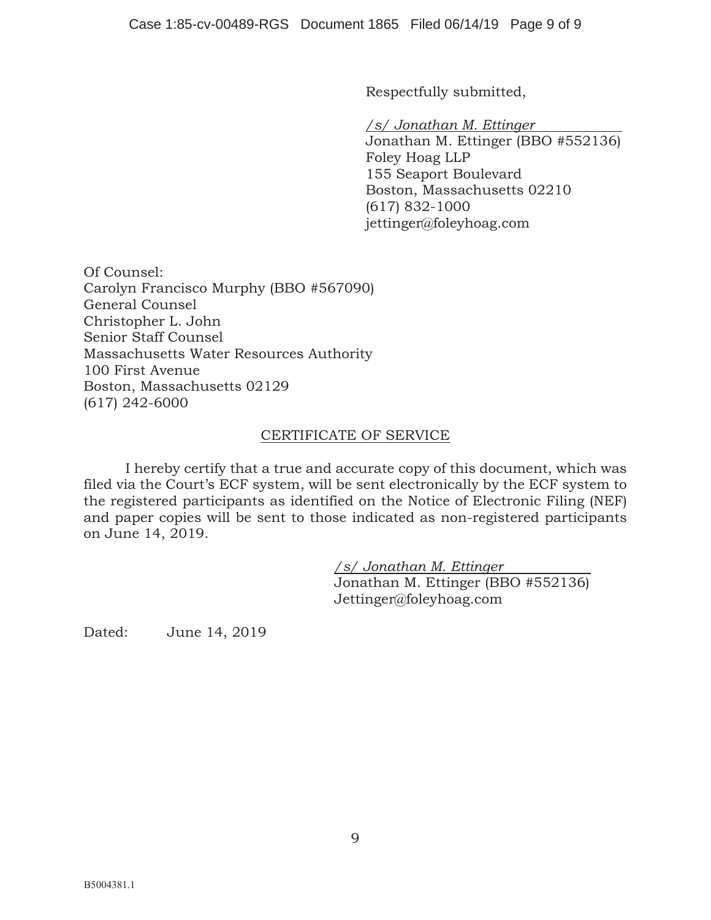Respectfully submitted,

*/s/ Jonathan M. Ettinger*
Jonathan M. Ettinger (BBO #552136)
Foley Hoag LLP
155 Seaport Boulevard
Boston, Massachusetts 02210
(617) 832-1000
jettinger@foleyhoag.com

Of Counsel:
Carolyn Francisco Murphy (BBO #567090)
General Counsel
Christopher L. John
Senior Staff Counsel
Massachusetts Water Resources Authority
100 First Avenue
Boston, Massachusetts 02129
(617) 242-6000

## CERTIFICATE OF SERVICE

I hereby certify that a true and accurate copy of this document, which was filed via the Court's ECF system, will be sent electronically by the ECF system to the registered participants as identified on the Notice of Electronic Filing (NEF) and paper copies will be sent to those indicated as non-registered participants on June 14, 2019.

*/s/ Jonathan M. Ettinger*
Jonathan M. Ettinger (BBO #552136)
Jettinger@foleyhoag.com

Dated: June 14, 2019

B5004381.1